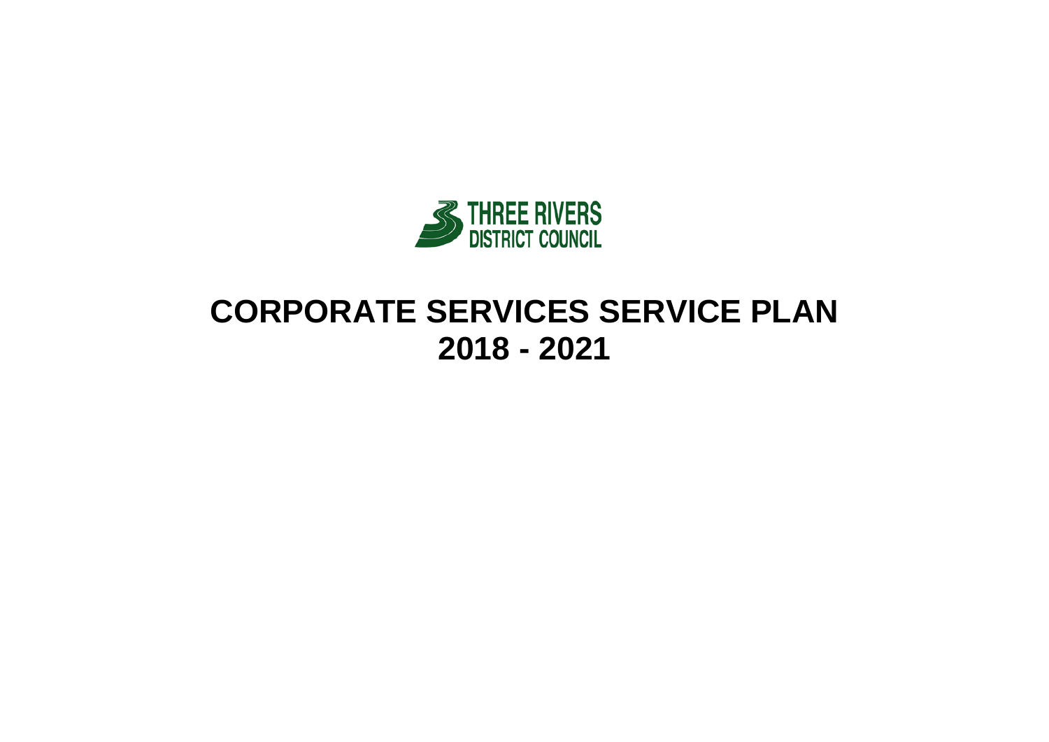THREE RIVERS DISTRICT COUNCIL

# CORPORATE SERVICES SERVICE PLAN 2018 - 2021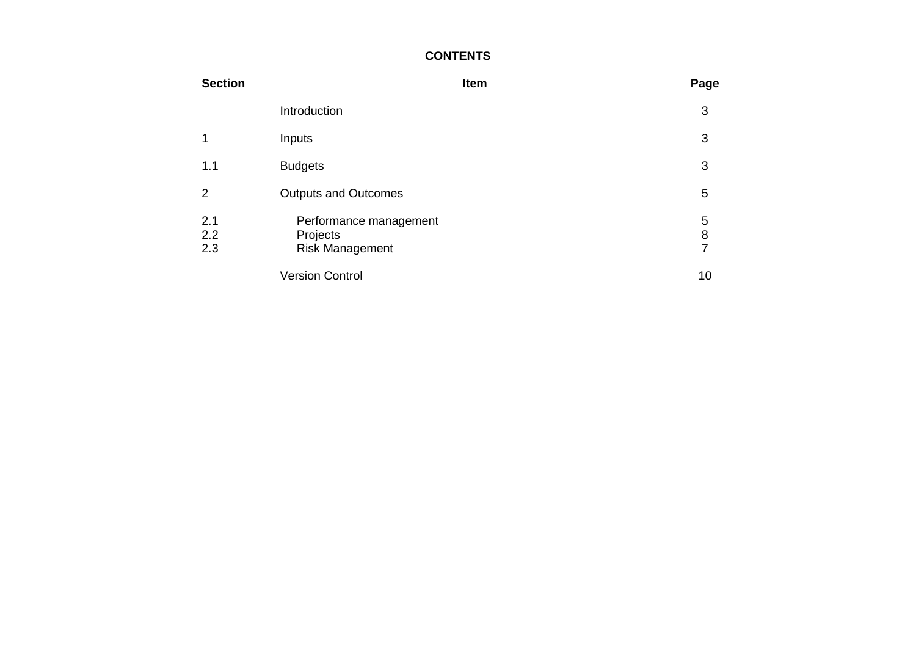**CONTENTS**

| Section | Item | Page |
|---|---|---|
| | Introduction | 3 |
| 1 | Inputs | 3 |
| 1.1 | Budgets | 3 |
| 2 | Outputs and Outcomes | 5 |
| 2.1 | Performance management | 5 |
| 2.2 | Projects | 8 |
| 2.3 | Risk Management | 7 |
| | Version Control | 10 |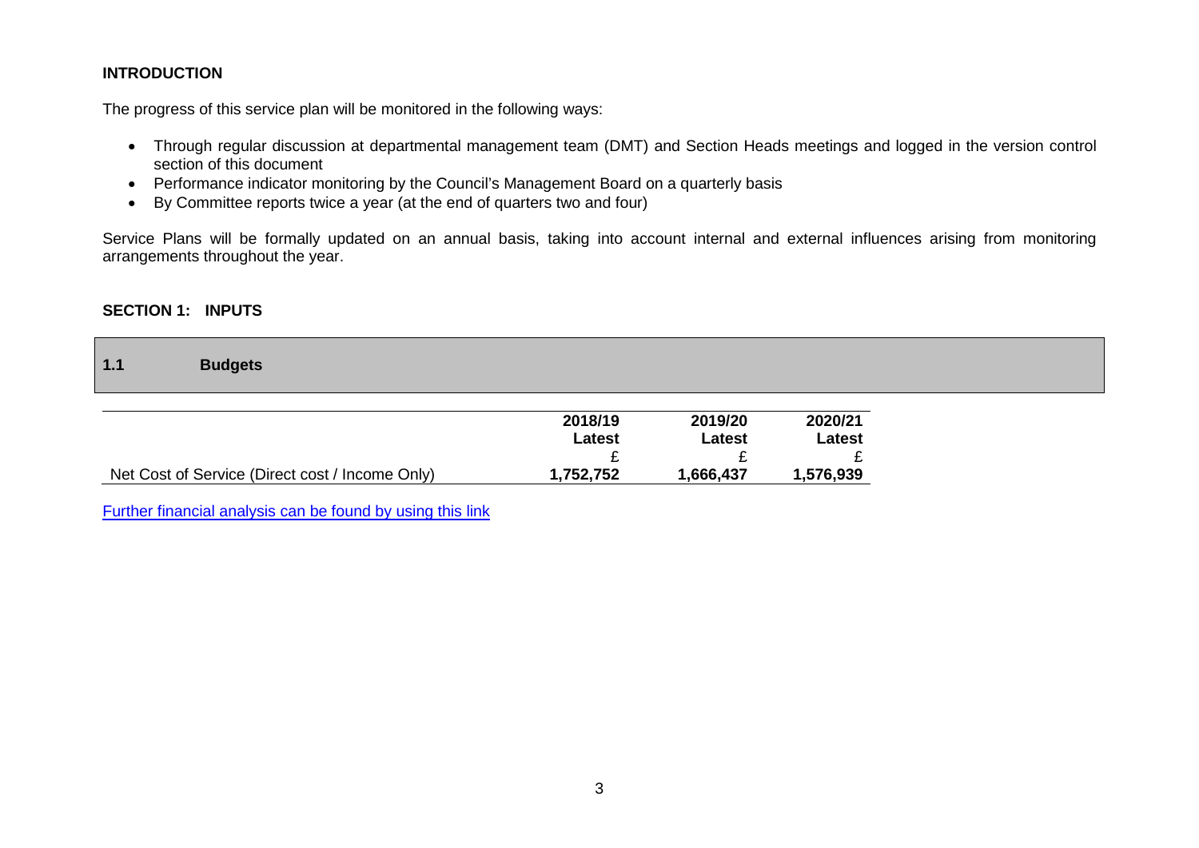## INTRODUCTION

The progress of this service plan will be monitored in the following ways:

- Through regular discussion at departmental management team (DMT) and Section Heads meetings and logged in the version control section of this document
- Performance indicator monitoring by the Council's Management Board on a quarterly basis
- By Committee reports twice a year (at the end of quarters two and four)

Service Plans will be formally updated on an annual basis, taking into account internal and external influences arising from monitoring arrangements throughout the year.

## SECTION 1: INPUTS

### 1.1 Budgets

| | 2018/19 Latest £ | 2019/20 Latest £ | 2020/21 Latest £ |
|---|---|---|---|
| Net Cost of Service (Direct cost / Income Only) | **1,752,752** | **1,666,437** | **1,576,939** |

Further financial analysis can be found by using this link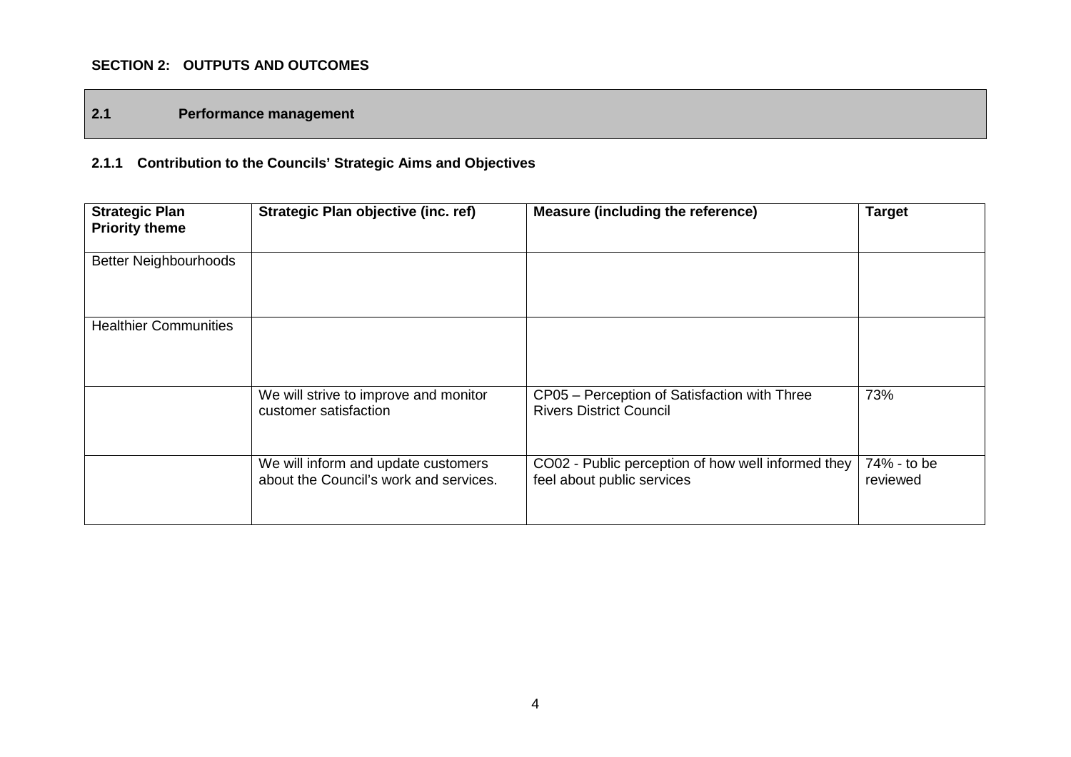## SECTION 2: OUTPUTS AND OUTCOMES

### 2.1 Performance management

#### 2.1.1 Contribution to the Councils' Strategic Aims and Objectives

| Strategic Plan Priority theme | Strategic Plan objective (inc. ref) | Measure (including the reference) | Target |
|---|---|---|---|
| Better Neighbourhoods | | | |
| Healthier Communities | | | |
| | We will strive to improve and monitor customer satisfaction | CP05 – Perception of Satisfaction with Three Rivers District Council | 73% |
| | We will inform and update customers about the Council's work and services. | CO02 - Public perception of how well informed they feel about public services | 74% - to be reviewed |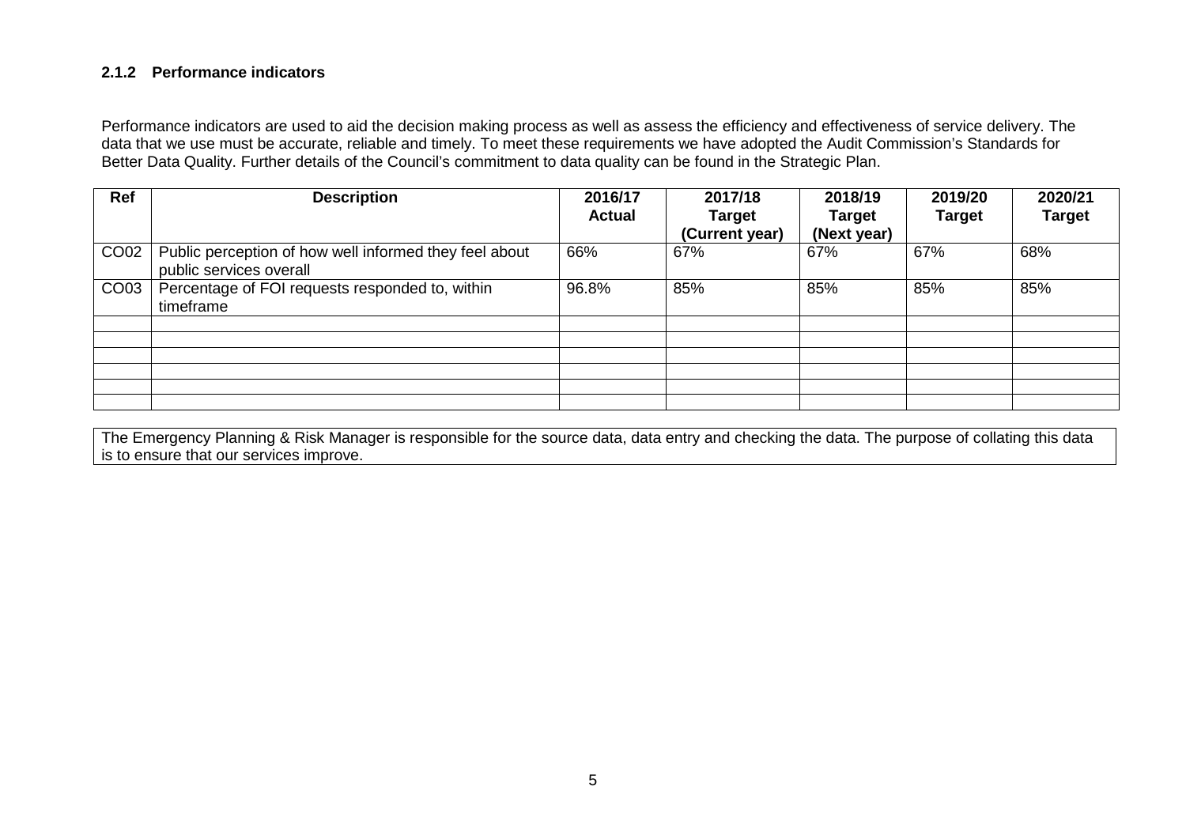### 2.1.2 Performance indicators

Performance indicators are used to aid the decision making process as well as assess the efficiency and effectiveness of service delivery. The data that we use must be accurate, reliable and timely. To meet these requirements we have adopted the Audit Commission's Standards for Better Data Quality. Further details of the Council's commitment to data quality can be found in the Strategic Plan.

| Ref | Description | 2016/17 Actual | 2017/18 Target (Current year) | 2018/19 Target (Next year) | 2019/20 Target | 2020/21 Target |
|---|---|---|---|---|---|---|
| CO02 | Public perception of how well informed they feel about public services overall | 66% | 67% | 67% | 67% | 68% |
| CO03 | Percentage of FOI requests responded to, within timeframe | 96.8% | 85% | 85% | 85% | 85% |
| | | | | | | |
| | | | | | | |
| | | | | | | |
| | | | | | | |
| | | | | | | |
| | | | | | | |

The Emergency Planning & Risk Manager is responsible for the source data, data entry and checking the data. The purpose of collating this data is to ensure that our services improve.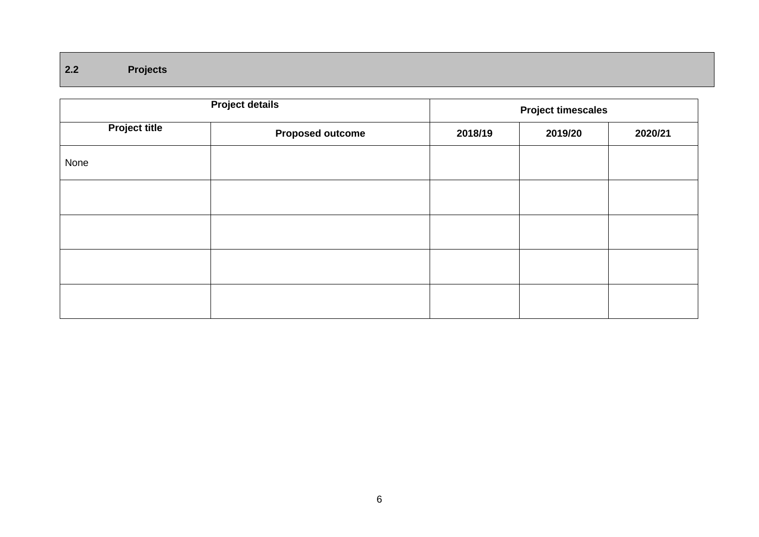## 2.2 Projects

| Project details | | Project timescales | | |
|---|---|---|---|---|
| **Project title** | **Proposed outcome** | **2018/19** | **2019/20** | **2020/21** |
| None | | | | |
| | | | | |
| | | | | |
| | | | | |
| | | | | |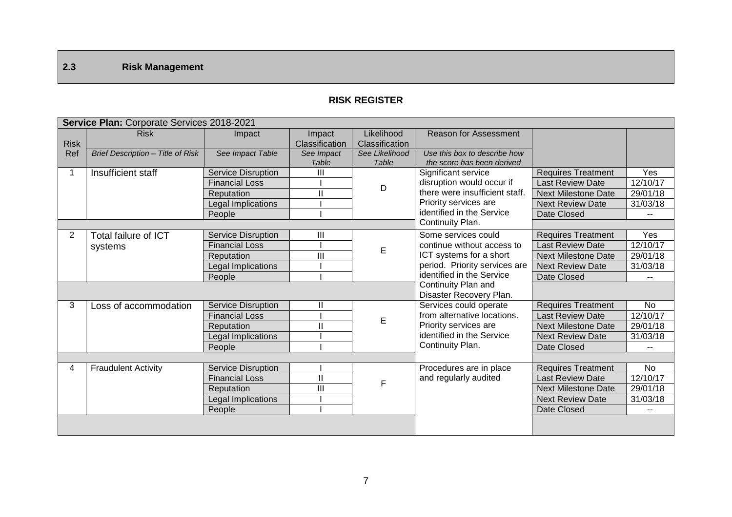## 2.3 Risk Management

**RISK REGISTER**

| **Service Plan:** Corporate Services 2018-2021 | | | | | | | |
|---|---|---|---|---|---|---|---|
| Risk Ref | Risk | Impact | Impact Classification | Likelihood Classification | Reason for Assessment | | |
| | *Brief Description – Title of Risk* | *See Impact Table* | *See Impact Table* | *See Likelihood Table* | *Use this box to describe how the score has been derived* | | |
| 1 | Insufficient staff | Service Disruption | III | D | Significant service disruption would occur if there were insufficient staff. Priority services are identified in the Service Continuity Plan. | Requires Treatment | Yes |
| | | Financial Loss | I | | | Last Review Date | 12/10/17 |
| | | Reputation | II | | | Next Milestone Date | 29/01/18 |
| | | Legal Implications | I | | | Next Review Date | 31/03/18 |
| | | People | I | | | Date Closed | -- |
| 2 | Total failure of ICT systems | Service Disruption | III | E | Some services could continue without access to ICT systems for a short period. Priority services are identified in the Service Continuity Plan and Disaster Recovery Plan. | Requires Treatment | Yes |
| | | Financial Loss | I | | | Last Review Date | 12/10/17 |
| | | Reputation | III | | | Next Milestone Date | 29/01/18 |
| | | Legal Implications | I | | | Next Review Date | 31/03/18 |
| | | People | I | | | Date Closed | -- |
| 3 | Loss of accommodation | Service Disruption | II | E | Services could operate from alternative locations. Priority services are identified in the Service Continuity Plan. | Requires Treatment | No |
| | | Financial Loss | I | | | Last Review Date | 12/10/17 |
| | | Reputation | II | | | Next Milestone Date | 29/01/18 |
| | | Legal Implications | I | | | Next Review Date | 31/03/18 |
| | | People | I | | | Date Closed | -- |
| 4 | Fraudulent Activity | Service Disruption | I | F | Procedures are in place and regularly audited | Requires Treatment | No |
| | | Financial Loss | II | | | Last Review Date | 12/10/17 |
| | | Reputation | III | | | Next Milestone Date | 29/01/18 |
| | | Legal Implications | I | | | Next Review Date | 31/03/18 |
| | | People | I | | | Date Closed | -- |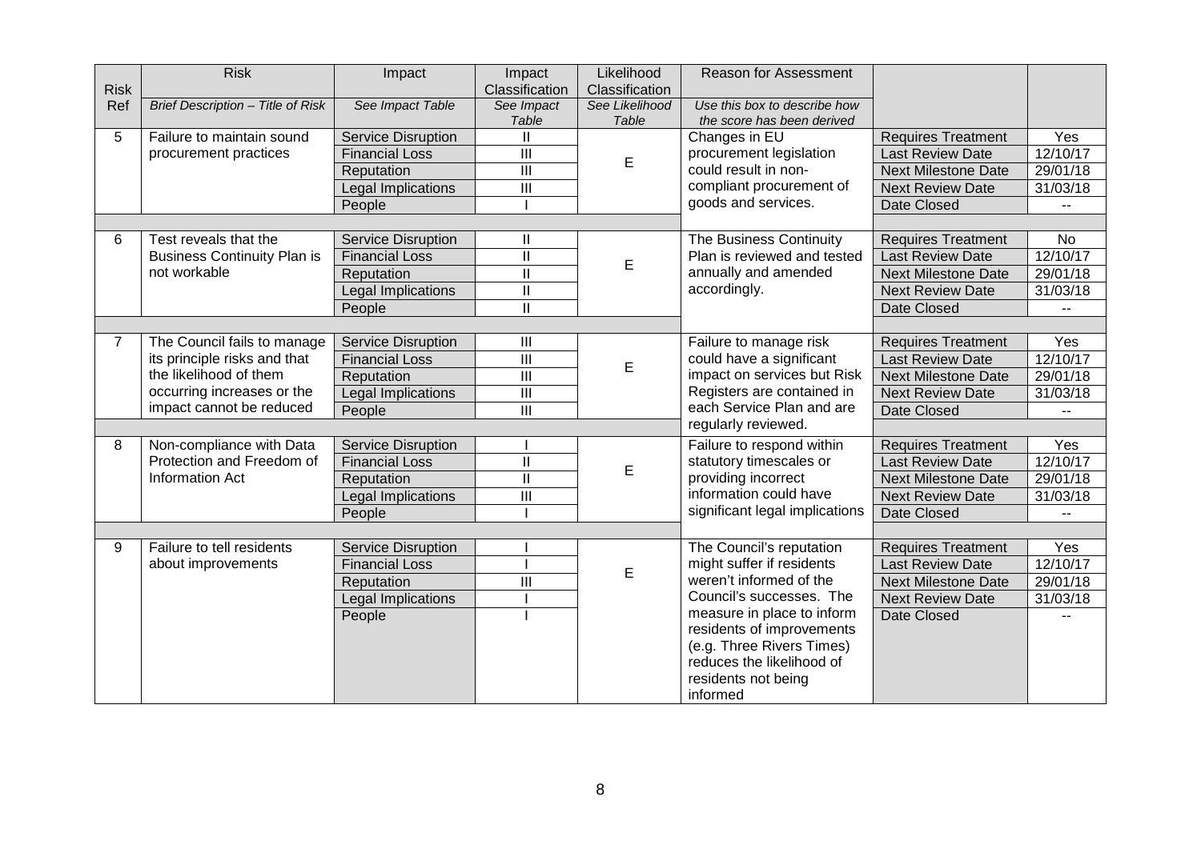| Risk Ref | Risk | Impact | Impact Classification | Likelihood Classification | Reason for Assessment | | |
|---|---|---|---|---|---|---|---|
| | *Brief Description – Title of Risk* | *See Impact Table* | *See Impact Table* | *See Likelihood Table* | *Use this box to describe how the score has been derived* | | |
| 5 | Failure to maintain sound procurement practices | Service Disruption | II | E | Changes in EU procurement legislation could result in non-compliant procurement of goods and services. | Requires Treatment | Yes |
| | | Financial Loss | III | | | Last Review Date | 12/10/17 |
| | | Reputation | III | | | Next Milestone Date | 29/01/18 |
| | | Legal Implications | III | | | Next Review Date | 31/03/18 |
| | | People | I | | | Date Closed | -- |
| 6 | Test reveals that the Business Continuity Plan is not workable | Service Disruption | II | E | The Business Continuity Plan is reviewed and tested annually and amended accordingly. | Requires Treatment | No |
| | | Financial Loss | II | | | Last Review Date | 12/10/17 |
| | | Reputation | II | | | Next Milestone Date | 29/01/18 |
| | | Legal Implications | II | | | Next Review Date | 31/03/18 |
| | | People | II | | | Date Closed | -- |
| 7 | The Council fails to manage its principle risks and that the likelihood of them occurring increases or the impact cannot be reduced | Service Disruption | III | E | Failure to manage risk could have a significant impact on services but Risk Registers are contained in each Service Plan and are regularly reviewed. | Requires Treatment | Yes |
| | | Financial Loss | III | | | Last Review Date | 12/10/17 |
| | | Reputation | III | | | Next Milestone Date | 29/01/18 |
| | | Legal Implications | III | | | Next Review Date | 31/03/18 |
| | | People | III | | | Date Closed | -- |
| 8 | Non-compliance with Data Protection and Freedom of Information Act | Service Disruption | I | E | Failure to respond within statutory timescales or providing incorrect information could have significant legal implications | Requires Treatment | Yes |
| | | Financial Loss | II | | | Last Review Date | 12/10/17 |
| | | Reputation | II | | | Next Milestone Date | 29/01/18 |
| | | Legal Implications | III | | | Next Review Date | 31/03/18 |
| | | People | I | | | Date Closed | -- |
| 9 | Failure to tell residents about improvements | Service Disruption | I | E | The Council's reputation might suffer if residents weren't informed of the Council's successes. The measure in place to inform residents of improvements (e.g. Three Rivers Times) reduces the likelihood of residents not being informed | Requires Treatment | Yes |
| | | Financial Loss | I | | | Last Review Date | 12/10/17 |
| | | Reputation | III | | | Next Milestone Date | 29/01/18 |
| | | Legal Implications | I | | | Next Review Date | 31/03/18 |
| | | People | I | | | Date Closed | -- |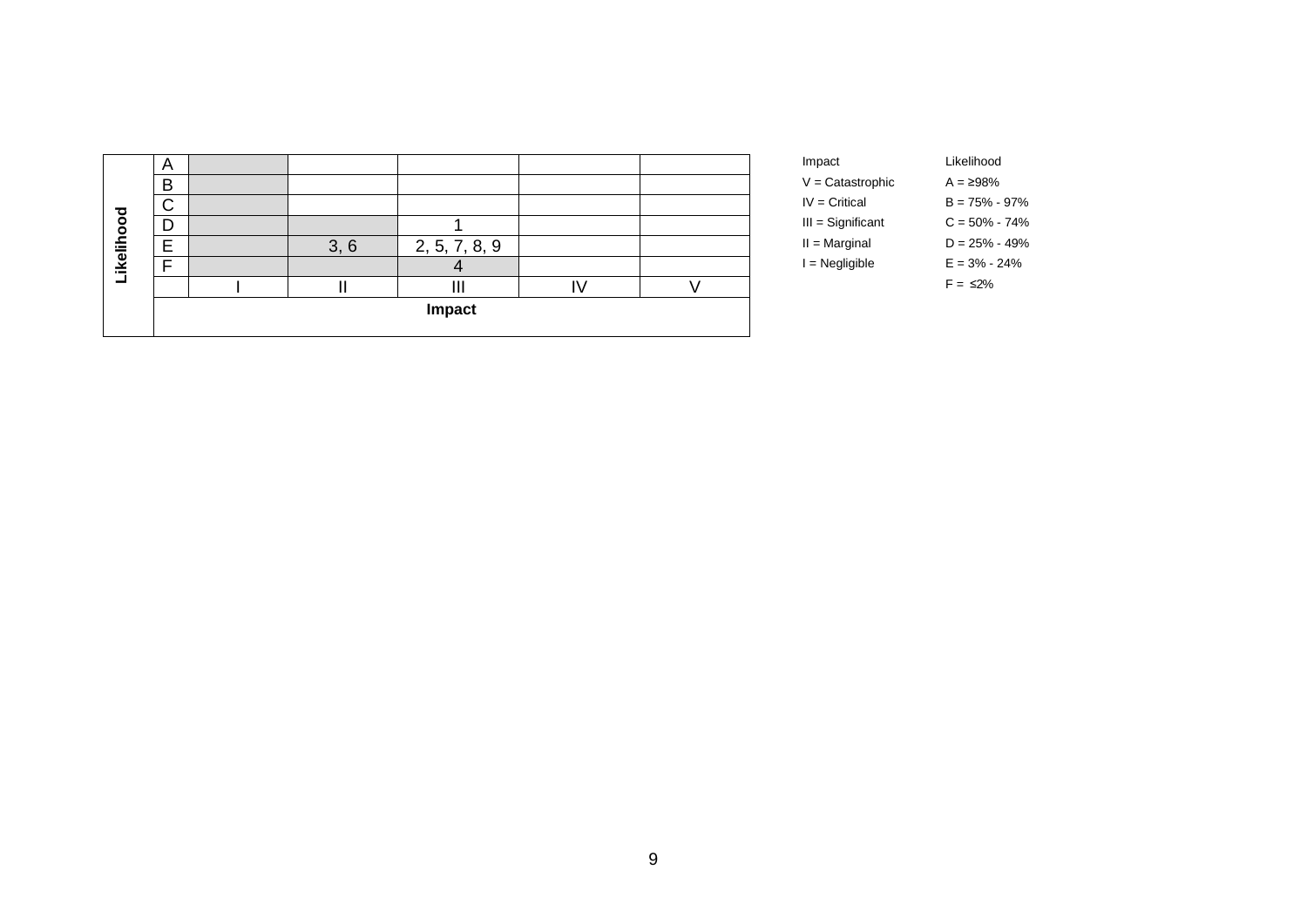| Likelihood | | | | | | |
|---|---|---|---|---|---|---|
| | A | | | | | |
| | B | | | | | |
| | C | | | | | |
| | D | | | 1 | | |
| | E | | 3, 6 | 2, 5, 7, 8, 9 | | |
| | F | | | 4 | | |
| | | I | II | III | IV | V |
| | Impact | | | | | |

| Impact | Likelihood |
|---|---|
| V = Catastrophic | A = ≥98% |
| IV = Critical | B = 75% - 97% |
| III = Significant | C = 50% - 74% |
| II = Marginal | D = 25% - 49% |
| I = Negligible | E = 3% - 24% |
| | F = ≤2% |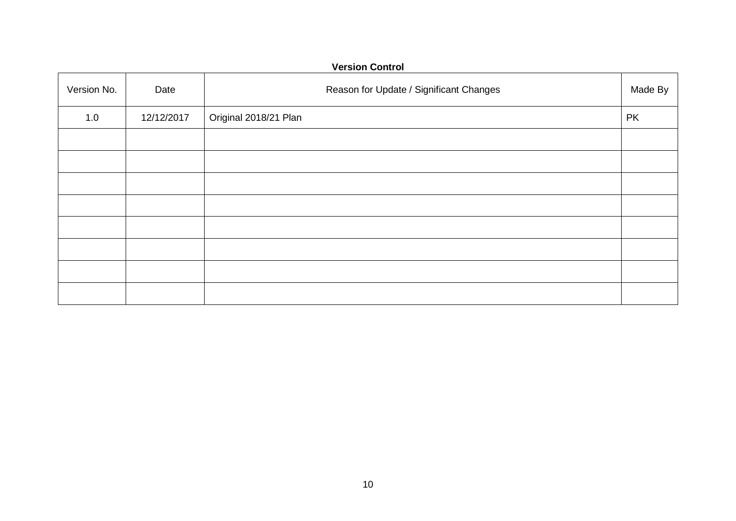**Version Control**

| Version No. | Date | Reason for Update / Significant Changes | Made By |
|---|---|---|---|
| 1.0 | 12/12/2017 | Original 2018/21 Plan | PK |
| | | | |
| | | | |
| | | | |
| | | | |
| | | | |
| | | | |
| | | | |
| | | | |